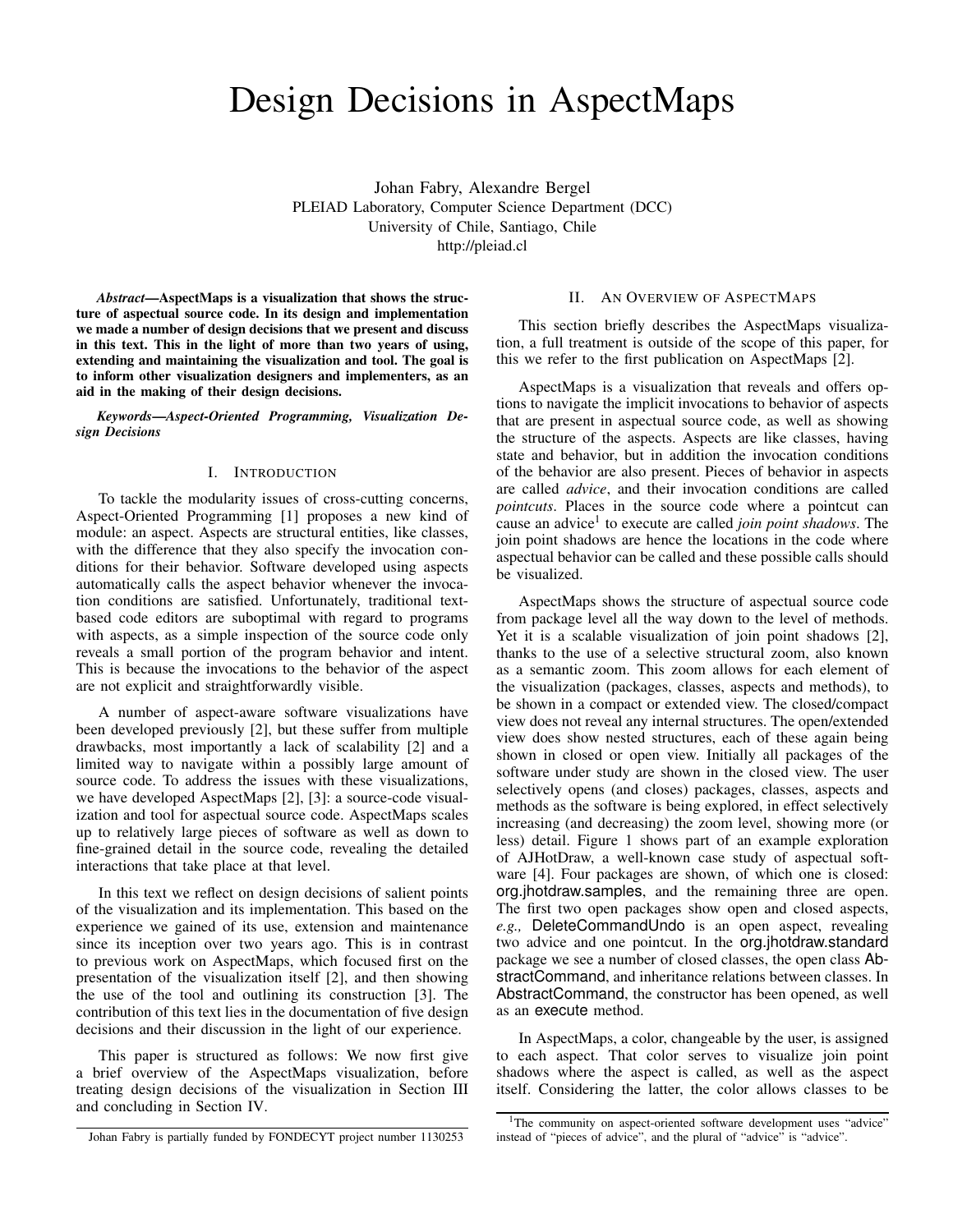// Design Decisions in AspectMaps

Johan Fabry, Alexandre Bergel
PLEIAD Laboratory, Computer Science Department (DCC)
University of Chile, Santiago, Chile
http://pleiad.cl

***Abstract*—AspectMaps is a visualization that shows the structure of aspectual source code. In its design and implementation we made a number of design decisions that we present and discuss in this text. This in the light of more than two years of using, extending and maintaining the visualization and tool. The goal is to inform other visualization designers and implementers, as an aid in the making of their design decisions.**

***Keywords*—*Aspect-Oriented Programming, Visualization Design Decisions***

## I. Introduction

To tackle the modularity issues of cross-cutting concerns, Aspect-Oriented Programming [1] proposes a new kind of module: an aspect. Aspects are structural entities, like classes, with the difference that they also specify the invocation conditions for their behavior. Software developed using aspects automatically calls the aspect behavior whenever the invocation conditions are satisfied. Unfortunately, traditional text-based code editors are suboptimal with regard to programs with aspects, as a simple inspection of the source code only reveals a small portion of the program behavior and intent. This is because the invocations to the behavior of the aspect are not explicit and straightforwardly visible.

A number of aspect-aware software visualizations have been developed previously [2], but these suffer from multiple drawbacks, most importantly a lack of scalability [2] and a limited way to navigate within a possibly large amount of source code. To address the issues with these visualizations, we have developed AspectMaps [2], [3]: a source-code visualization and tool for aspectual source code. AspectMaps scales up to relatively large pieces of software as well as down to fine-grained detail in the source code, revealing the detailed interactions that take place at that level.

In this text we reflect on design decisions of salient points of the visualization and its implementation. This based on the experience we gained of its use, extension and maintenance since its inception over two years ago. This is in contrast to previous work on AspectMaps, which focused first on the presentation of the visualization itself [2], and then showing the use of the tool and outlining its construction [3]. The contribution of this text lies in the documentation of five design decisions and their discussion in the light of our experience.

This paper is structured as follows: We now first give a brief overview of the AspectMaps visualization, before treating design decisions of the visualization in Section III and concluding in Section IV.

Johan Fabry is partially funded by FONDECYT project number 1130253

## II. An Overview of AspectMaps

This section briefly describes the AspectMaps visualization, a full treatment is outside of the scope of this paper, for this we refer to the first publication on AspectMaps [2].

AspectMaps is a visualization that reveals and offers options to navigate the implicit invocations to behavior of aspects that are present in aspectual source code, as well as showing the structure of the aspects. Aspects are like classes, having state and behavior, but in addition the invocation conditions of the behavior are also present. Pieces of behavior in aspects are called *advice*, and their invocation conditions are called *pointcuts*. Places in the source code where a pointcut can cause an advice[1] to execute are called *join point shadows*. The join point shadows are hence the locations in the code where aspectual behavior can be called and these possible calls should be visualized.

AspectMaps shows the structure of aspectual source code from package level all the way down to the level of methods. Yet it is a scalable visualization of join point shadows [2], thanks to the use of a selective structural zoom, also known as a semantic zoom. This zoom allows for each element of the visualization (packages, classes, aspects and methods), to be shown in a compact or extended view. The closed/compact view does not reveal any internal structures. The open/extended view does show nested structures, each of these again being shown in closed or open view. Initially all packages of the software under study are shown in the closed view. The user selectively opens (and closes) packages, classes, aspects and methods as the software is being explored, in effect selectively increasing (and decreasing) the zoom level, showing more (or less) detail. Figure 1 shows part of an example exploration of AJHotDraw, a well-known case study of aspectual software [4]. Four packages are shown, of which one is closed: org.jhotdraw.samples, and the remaining three are open. The first two open packages show open and closed aspects, *e.g.,* DeleteCommandUndo is an open aspect, revealing two advice and one pointcut. In the org.jhotdraw.standard package we see a number of closed classes, the open class AbstractCommand, and inheritance relations between classes. In AbstractCommand, the constructor has been opened, as well as an execute method.

In AspectMaps, a color, changeable by the user, is assigned to each aspect. That color serves to visualize join point shadows where the aspect is called, as well as the aspect itself. Considering the latter, the color allows classes to be

[1] The community on aspect-oriented software development uses "advice" instead of "pieces of advice", and the plural of "advice" is "advice".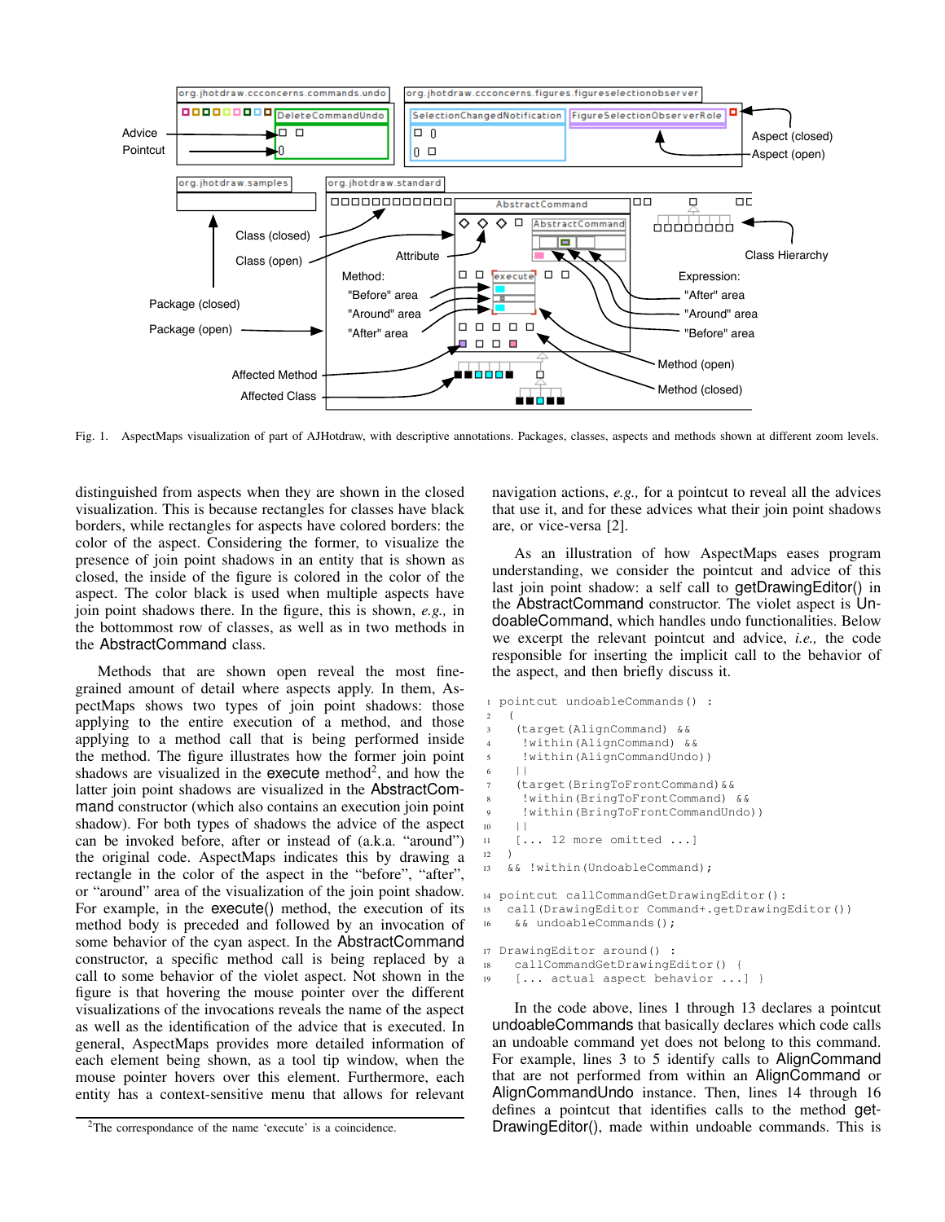Advice
Pointcut

org.jhotdraw.ccconcerns.commands.undo

DeleteCommandUndo

org.jhotdraw.ccconcerns.figures.figureselectionobserver

SelectionChangedNotification

FigureSelectionObserverRole

Aspect (closed)
Aspect (open)

org.jhotdraw.samples

org.jhotdraw.standard

AbstractCommand

AbstractCommand

Class (closed)

Class (open)

Attribute

Class Hierarchy

Method:
"Before" area
"Around" area
"After" area

execute

Expression:
"After" area
"Around" area
"Before" area

Package (closed)

Package (open)

Method (open)

Method (closed)

Affected Method

Affected Class

Fig. 1. AspectMaps visualization of part of AJHotdraw, with descriptive annotations. Packages, classes, aspects and methods shown at different zoom levels.

distinguished from aspects when they are shown in the closed visualization. This is because rectangles for classes have black borders, while rectangles for aspects have colored borders: the color of the aspect. Considering the former, to visualize the presence of join point shadows in an entity that is shown as closed, the inside of the figure is colored in the color of the aspect. The color black is used when multiple aspects have join point shadows there. In the figure, this is shown, *e.g.,* in the bottommost row of classes, as well as in two methods in the AbstractCommand class.

Methods that are shown open reveal the most fine-grained amount of detail where aspects apply. In them, AspectMaps shows two types of join point shadows: those applying to the entire execution of a method, and those applying to a method call that is being performed inside the method. The figure illustrates how the former join point shadows are visualized in the execute method[2], and how the latter join point shadows are visualized in the AbstractCommand constructor (which also contains an execution join point shadow). For both types of shadows the advice of the aspect can be invoked before, after or instead of (a.k.a. "around") the original code. AspectMaps indicates this by drawing a rectangle in the color of the aspect in the "before", "after", or "around" area of the visualization of the join point shadow. For example, in the execute() method, the execution of its method body is preceded and followed by an invocation of some behavior of the cyan aspect. In the AbstractCommand constructor, a specific method call is being replaced by a call to some behavior of the violet aspect. Not shown in the figure is that hovering the mouse pointer over the different visualizations of the invocations reveals the name of the aspect as well as the identification of the advice that is executed. In general, AspectMaps provides more detailed information of each element being shown, as a tool tip window, when the mouse pointer hovers over this element. Furthermore, each entity has a context-sensitive menu that allows for relevant navigation actions, *e.g.,* for a pointcut to reveal all the advices that use it, and for these advices what their join point shadows are, or vice-versa [2].

As an illustration of how AspectMaps eases program understanding, we consider the pointcut and advice of this last join point shadow: a self call to getDrawingEditor() in the AbstractCommand constructor. The violet aspect is UndoableCommand, which handles undo functionalities. Below we excerpt the relevant pointcut and advice, *i.e.,* the code responsible for inserting the implicit call to the behavior of the aspect, and then briefly discuss it.

```
1  pointcut undoableCommands() :
2   (
3    (target(AlignCommand) &&
4     !within(AlignCommand) &&
5     !within(AlignCommandUndo))
6    ||
7    (target(BringToFrontCommand)&&
8     !within(BringToFrontCommand) &&
9     !within(BringToFrontCommandUndo))
10   ||
11   [... 12 more omitted ...]
12  )
13  && !within(UndoableCommand);

14 pointcut callCommandGetDrawingEditor():
15  call(DrawingEditor Command+.getDrawingEditor())
16   && undoableCommands();

17 DrawingEditor around() :
18   callCommandGetDrawingEditor() {
19   [... actual aspect behavior ...] }
```

In the code above, lines 1 through 13 declares a pointcut undoableCommands that basically declares which code calls an undoable command yet does not belong to this command. For example, lines 3 to 5 identify calls to AlignCommand that are not performed from within an AlignCommand or AlignCommandUndo instance. Then, lines 14 through 16 defines a pointcut that identifies calls to the method getDrawingEditor(), made within undoable commands. This is

[2]The correspondance of the name 'execute' is a coincidence.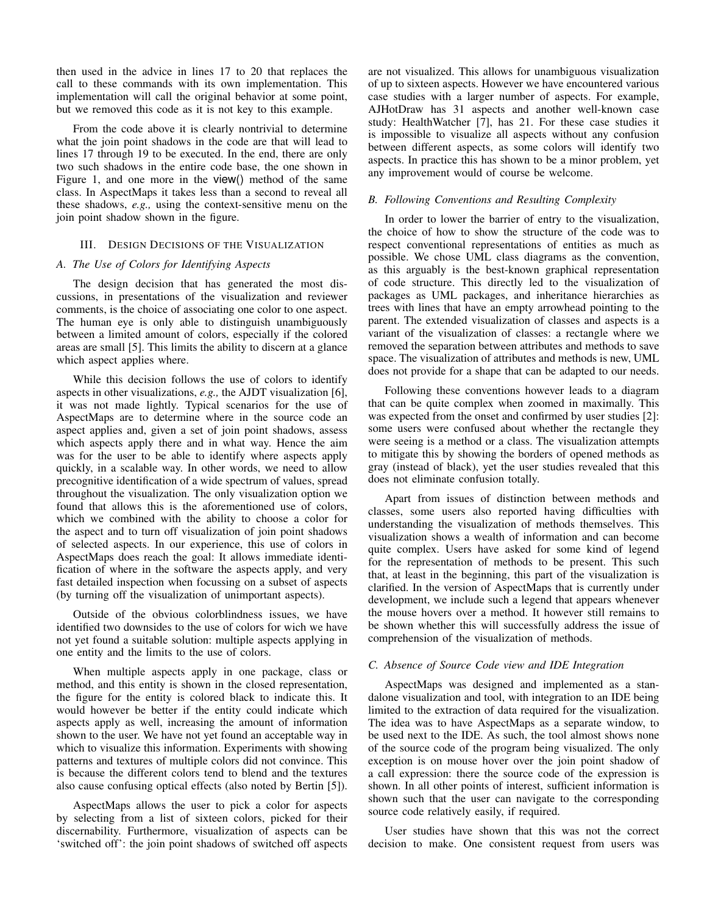then used in the advice in lines 17 to 20 that replaces the call to these commands with its own implementation. This implementation will call the original behavior at some point, but we removed this code as it is not key to this example.

From the code above it is clearly nontrivial to determine what the join point shadows in the code are that will lead to lines 17 through 19 to be executed. In the end, there are only two such shadows in the entire code base, the one shown in Figure 1, and one more in the view() method of the same class. In AspectMaps it takes less than a second to reveal all these shadows, *e.g.,* using the context-sensitive menu on the join point shadow shown in the figure.

## III. Design Decisions of the Visualization

### A. The Use of Colors for Identifying Aspects

The design decision that has generated the most discussions, in presentations of the visualization and reviewer comments, is the choice of associating one color to one aspect. The human eye is only able to distinguish unambiguously between a limited amount of colors, especially if the colored areas are small [5]. This limits the ability to discern at a glance which aspect applies where.

While this decision follows the use of colors to identify aspects in other visualizations, *e.g.,* the AJDT visualization [6], it was not made lightly. Typical scenarios for the use of AspectMaps are to determine where in the source code an aspect applies and, given a set of join point shadows, assess which aspects apply there and in what way. Hence the aim was for the user to be able to identify where aspects apply quickly, in a scalable way. In other words, we need to allow precognitive identification of a wide spectrum of values, spread throughout the visualization. The only visualization option we found that allows this is the aforementioned use of colors, which we combined with the ability to choose a color for the aspect and to turn off visualization of join point shadows of selected aspects. In our experience, this use of colors in AspectMaps does reach the goal: It allows immediate identification of where in the software the aspects apply, and very fast detailed inspection when focussing on a subset of aspects (by turning off the visualization of unimportant aspects).

Outside of the obvious colorblindness issues, we have identified two downsides to the use of colors for wich we have not yet found a suitable solution: multiple aspects applying in one entity and the limits to the use of colors.

When multiple aspects apply in one package, class or method, and this entity is shown in the closed representation, the figure for the entity is colored black to indicate this. It would however be better if the entity could indicate which aspects apply as well, increasing the amount of information shown to the user. We have not yet found an acceptable way in which to visualize this information. Experiments with showing patterns and textures of multiple colors did not convince. This is because the different colors tend to blend and the textures also cause confusing optical effects (also noted by Bertin [5]).

AspectMaps allows the user to pick a color for aspects by selecting from a list of sixteen colors, picked for their discernability. Furthermore, visualization of aspects can be 'switched off': the join point shadows of switched off aspects are not visualized. This allows for unambiguous visualization of up to sixteen aspects. However we have encountered various case studies with a larger number of aspects. For example, AJHotDraw has 31 aspects and another well-known case study: HealthWatcher [7], has 21. For these case studies it is impossible to visualize all aspects without any confusion between different aspects, as some colors will identify two aspects. In practice this has shown to be a minor problem, yet any improvement would of course be welcome.

### B. Following Conventions and Resulting Complexity

In order to lower the barrier of entry to the visualization, the choice of how to show the structure of the code was to respect conventional representations of entities as much as possible. We chose UML class diagrams as the convention, as this arguably is the best-known graphical representation of code structure. This directly led to the visualization of packages as UML packages, and inheritance hierarchies as trees with lines that have an empty arrowhead pointing to the parent. The extended visualization of classes and aspects is a variant of the visualization of classes: a rectangle where we removed the separation between attributes and methods to save space. The visualization of attributes and methods is new, UML does not provide for a shape that can be adapted to our needs.

Following these conventions however leads to a diagram that can be quite complex when zoomed in maximally. This was expected from the onset and confirmed by user studies [2]: some users were confused about whether the rectangle they were seeing is a method or a class. The visualization attempts to mitigate this by showing the borders of opened methods as gray (instead of black), yet the user studies revealed that this does not eliminate confusion totally.

Apart from issues of distinction between methods and classes, some users also reported having difficulties with understanding the visualization of methods themselves. This visualization shows a wealth of information and can become quite complex. Users have asked for some kind of legend for the representation of methods to be present. This such that, at least in the beginning, this part of the visualization is clarified. In the version of AspectMaps that is currently under development, we include such a legend that appears whenever the mouse hovers over a method. It however still remains to be shown whether this will successfully address the issue of comprehension of the visualization of methods.

### C. Absence of Source Code view and IDE Integration

AspectMaps was designed and implemented as a standalone visualization and tool, with integration to an IDE being limited to the extraction of data required for the visualization. The idea was to have AspectMaps as a separate window, to be used next to the IDE. As such, the tool almost shows none of the source code of the program being visualized. The only exception is on mouse hover over the join point shadow of a call expression: there the source code of the expression is shown. In all other points of interest, sufficient information is shown such that the user can navigate to the corresponding source code relatively easily, if required.

User studies have shown that this was not the correct decision to make. One consistent request from users was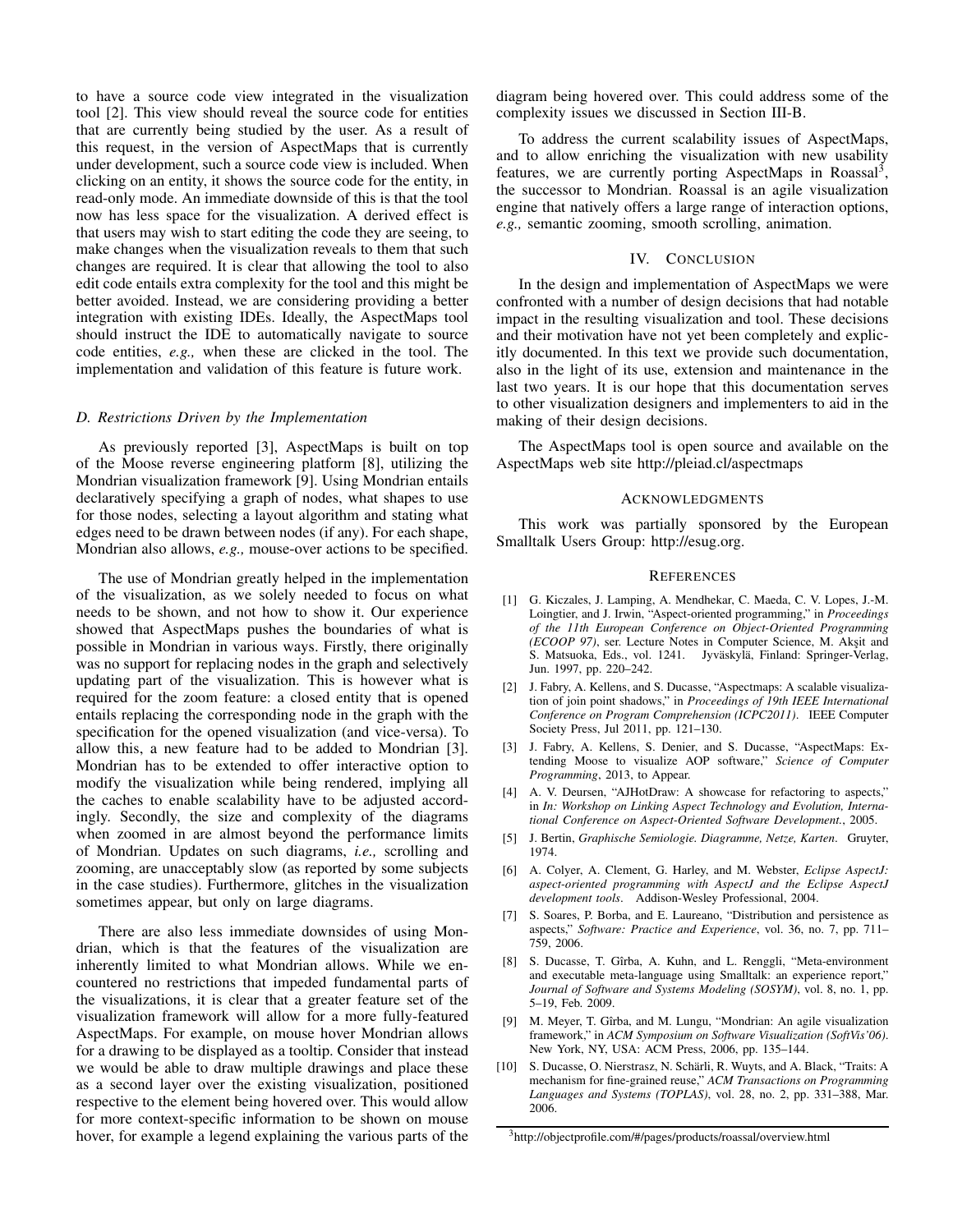to have a source code view integrated in the visualization tool [2]. This view should reveal the source code for entities that are currently being studied by the user. As a result of this request, in the version of AspectMaps that is currently under development, such a source code view is included. When clicking on an entity, it shows the source code for the entity, in read-only mode. An immediate downside of this is that the tool now has less space for the visualization. A derived effect is that users may wish to start editing the code they are seeing, to make changes when the visualization reveals to them that such changes are required. It is clear that allowing the tool to also edit code entails extra complexity for the tool and this might be better avoided. Instead, we are considering providing a better integration with existing IDEs. Ideally, the AspectMaps tool should instruct the IDE to automatically navigate to source code entities, *e.g.,* when these are clicked in the tool. The implementation and validation of this feature is future work.

### *D. Restrictions Driven by the Implementation*

As previously reported [3], AspectMaps is built on top of the Moose reverse engineering platform [8], utilizing the Mondrian visualization framework [9]. Using Mondrian entails declaratively specifying a graph of nodes, what shapes to use for those nodes, selecting a layout algorithm and stating what edges need to be drawn between nodes (if any). For each shape, Mondrian also allows, *e.g.,* mouse-over actions to be specified.

The use of Mondrian greatly helped in the implementation of the visualization, as we solely needed to focus on what needs to be shown, and not how to show it. Our experience showed that AspectMaps pushes the boundaries of what is possible in Mondrian in various ways. Firstly, there originally was no support for replacing nodes in the graph and selectively updating part of the visualization. This is however what is required for the zoom feature: a closed entity that is opened entails replacing the corresponding node in the graph with the specification for the opened visualization (and vice-versa). To allow this, a new feature had to be added to Mondrian [3]. Mondrian has to be extended to offer interactive option to modify the visualization while being rendered, implying all the caches to enable scalability have to be adjusted accordingly. Secondly, the size and complexity of the diagrams when zoomed in are almost beyond the performance limits of Mondrian. Updates on such diagrams, *i.e.,* scrolling and zooming, are unacceptably slow (as reported by some subjects in the case studies). Furthermore, glitches in the visualization sometimes appear, but only on large diagrams.

There are also less immediate downsides of using Mondrian, which is that the features of the visualization are inherently limited to what Mondrian allows. While we encountered no restrictions that impeded fundamental parts of the visualizations, it is clear that a greater feature set of the visualization framework will allow for a more fully-featured AspectMaps. For example, on mouse hover Mondrian allows for a drawing to be displayed as a tooltip. Consider that instead we would be able to draw multiple drawings and place these as a second layer over the existing visualization, positioned respective to the element being hovered over. This would allow for more context-specific information to be shown on mouse hover, for example a legend explaining the various parts of the diagram being hovered over. This could address some of the complexity issues we discussed in Section III-B.

To address the current scalability issues of AspectMaps, and to allow enriching the visualization with new usability features, we are currently porting AspectMaps in Roassal[3], the successor to Mondrian. Roassal is an agile visualization engine that natively offers a large range of interaction options, *e.g.,* semantic zooming, smooth scrolling, animation.

## IV. Conclusion

In the design and implementation of AspectMaps we were confronted with a number of design decisions that had notable impact in the resulting visualization and tool. These decisions and their motivation have not yet been completely and explicitly documented. In this text we provide such documentation, also in the light of its use, extension and maintenance in the last two years. It is our hope that this documentation serves to other visualization designers and implementers to aid in the making of their design decisions.

The AspectMaps tool is open source and available on the AspectMaps web site http://pleiad.cl/aspectmaps

## Acknowledgments

This work was partially sponsored by the European Smalltalk Users Group: http://esug.org.

## References

[1] G. Kiczales, J. Lamping, A. Mendhekar, C. Maeda, C. V. Lopes, J.-M. Loingtier, and J. Irwin, "Aspect-oriented programming," in *Proceedings of the 11th European Conference on Object-Oriented Programming (ECOOP 97)*, ser. Lecture Notes in Computer Science, M. Akşit and S. Matsuoka, Eds., vol. 1241. Jyväskylä, Finland: Springer-Verlag, Jun. 1997, pp. 220–242.

[2] J. Fabry, A. Kellens, and S. Ducasse, "Aspectmaps: A scalable visualization of join point shadows," in *Proceedings of 19th IEEE International Conference on Program Comprehension (ICPC2011)*. IEEE Computer Society Press, Jul 2011, pp. 121–130.

[3] J. Fabry, A. Kellens, S. Denier, and S. Ducasse, "AspectMaps: Extending Moose to visualize AOP software," *Science of Computer Programming*, 2013, to Appear.

[4] A. V. Deursen, "AJHotDraw: A showcase for refactoring to aspects," in *In: Workshop on Linking Aspect Technology and Evolution, International Conference on Aspect-Oriented Software Development.*, 2005.

[5] J. Bertin, *Graphische Semiologie. Diagramme, Netze, Karten*. Gruyter, 1974.

[6] A. Colyer, A. Clement, G. Harley, and M. Webster, *Eclipse AspectJ: aspect-oriented programming with AspectJ and the Eclipse AspectJ development tools*. Addison-Wesley Professional, 2004.

[7] S. Soares, P. Borba, and E. Laureano, "Distribution and persistence as aspects," *Software: Practice and Experience*, vol. 36, no. 7, pp. 711–759, 2006.

[8] S. Ducasse, T. Gîrba, A. Kuhn, and L. Renggli, "Meta-environment and executable meta-language using Smalltalk: an experience report," *Journal of Software and Systems Modeling (SOSYM)*, vol. 8, no. 1, pp. 5–19, Feb. 2009.

[9] M. Meyer, T. Gîrba, and M. Lungu, "Mondrian: An agile visualization framework," in *ACM Symposium on Software Visualization (SoftVis'06)*. New York, NY, USA: ACM Press, 2006, pp. 135–144.

[10] S. Ducasse, O. Nierstrasz, N. Schärli, R. Wuyts, and A. Black, "Traits: A mechanism for fine-grained reuse," *ACM Transactions on Programming Languages and Systems (TOPLAS)*, vol. 28, no. 2, pp. 331–388, Mar. 2006.

[3] http://objectprofile.com/#/pages/products/roassal/overview.html